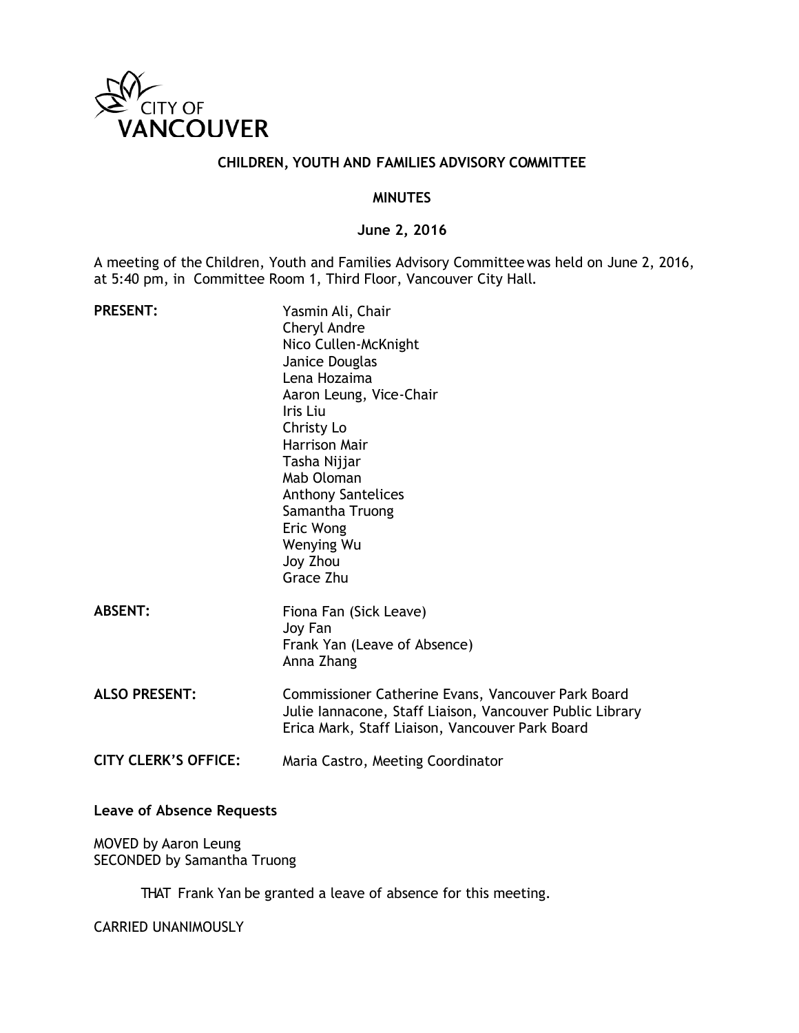CITY OF VANCOUVER

# CHILDREN, YOUTH AND FAMILIES ADVISORY COMMITTEE

## MINUTES

## June 2, 2016

A meeting of the Children, Youth and Families Advisory Committee was held on June 2, 2016, at 5:40 pm, in Committee Room 1, Third Floor, Vancouver City Hall.

| | |
|---|---|
| **PRESENT:** | Yasmin Ali, Chair<br>Cheryl Andre<br>Nico Cullen-McKnight<br>Janice Douglas<br>Lena Hozaima<br>Aaron Leung, Vice-Chair<br>Iris Liu<br>Christy Lo<br>Harrison Mair<br>Tasha Nijjar<br>Mab Oloman<br>Anthony Santelices<br>Samantha Truong<br>Eric Wong<br>Wenying Wu<br>Joy Zhou<br>Grace Zhu |
| **ABSENT:** | Fiona Fan (Sick Leave)<br>Joy Fan<br>Frank Yan (Leave of Absence)<br>Anna Zhang |
| **ALSO PRESENT:** | Commissioner Catherine Evans, Vancouver Park Board<br>Julie Iannacone, Staff Liaison, Vancouver Public Library<br>Erica Mark, Staff Liaison, Vancouver Park Board |
| **CITY CLERK'S OFFICE:** | Maria Castro, Meeting Coordinator |

**Leave of Absence Requests**

MOVED by Aaron Leung
SECONDED by Samantha Truong

THAT Frank Yan be granted a leave of absence for this meeting.

CARRIED UNANIMOUSLY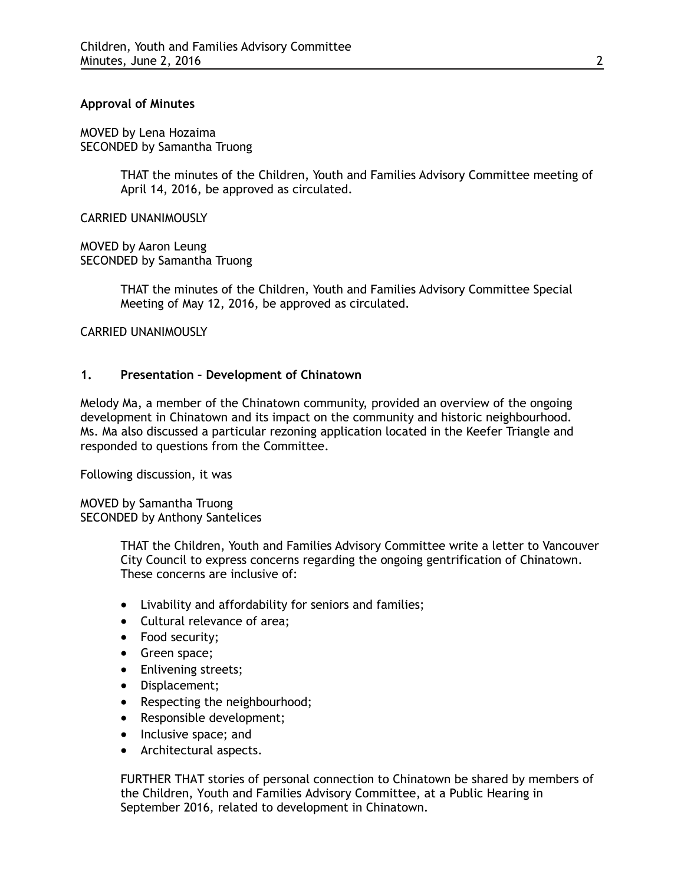**Approval of Minutes**

MOVED by Lena Hozaima
SECONDED by Samantha Truong

> THAT the minutes of the Children, Youth and Families Advisory Committee meeting of April 14, 2016, be approved as circulated.

CARRIED UNANIMOUSLY

MOVED by Aaron Leung
SECONDED by Samantha Truong

> THAT the minutes of the Children, Youth and Families Advisory Committee Special Meeting of May 12, 2016, be approved as circulated.

CARRIED UNANIMOUSLY

### 1. Presentation – Development of Chinatown

Melody Ma, a member of the Chinatown community, provided an overview of the ongoing development in Chinatown and its impact on the community and historic neighbourhood. Ms. Ma also discussed a particular rezoning application located in the Keefer Triangle and responded to questions from the Committee.

Following discussion, it was

MOVED by Samantha Truong
SECONDED by Anthony Santelices

> THAT the Children, Youth and Families Advisory Committee write a letter to Vancouver City Council to express concerns regarding the ongoing gentrification of Chinatown. These concerns are inclusive of:
>
> - Livability and affordability for seniors and families;
> - Cultural relevance of area;
> - Food security;
> - Green space;
> - Enlivening streets;
> - Displacement;
> - Respecting the neighbourhood;
> - Responsible development;
> - Inclusive space; and
> - Architectural aspects.
>
> FURTHER THAT stories of personal connection to Chinatown be shared by members of the Children, Youth and Families Advisory Committee, at a Public Hearing in September 2016, related to development in Chinatown.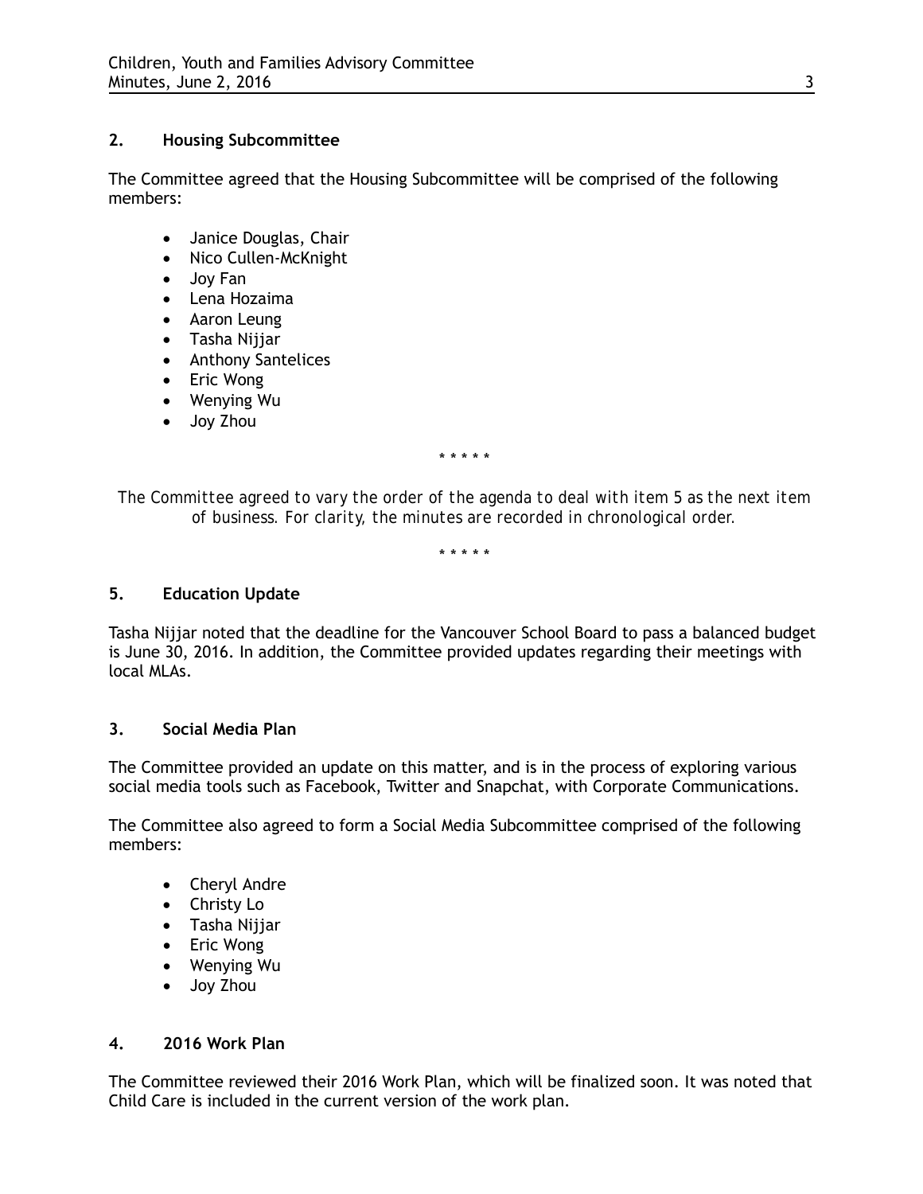## 2. Housing Subcommittee

The Committee agreed that the Housing Subcommittee will be comprised of the following members:

- Janice Douglas, Chair
- Nico Cullen-McKnight
- Joy Fan
- Lena Hozaima
- Aaron Leung
- Tasha Nijjar
- Anthony Santelices
- Eric Wong
- Wenying Wu
- Joy Zhou

\* \* \* \* \*

*The Committee agreed to vary the order of the agenda to deal with item 5 as the next item of business. For clarity, the minutes are recorded in chronological order.*

\* \* \* \* \*

## 5. Education Update

Tasha Nijjar noted that the deadline for the Vancouver School Board to pass a balanced budget is June 30, 2016. In addition, the Committee provided updates regarding their meetings with local MLAs.

## 3. Social Media Plan

The Committee provided an update on this matter, and is in the process of exploring various social media tools such as Facebook, Twitter and Snapchat, with Corporate Communications.

The Committee also agreed to form a Social Media Subcommittee comprised of the following members:

- Cheryl Andre
- Christy Lo
- Tasha Nijjar
- Eric Wong
- Wenying Wu
- Joy Zhou

## 4. 2016 Work Plan

The Committee reviewed their 2016 Work Plan, which will be finalized soon. It was noted that Child Care is included in the current version of the work plan.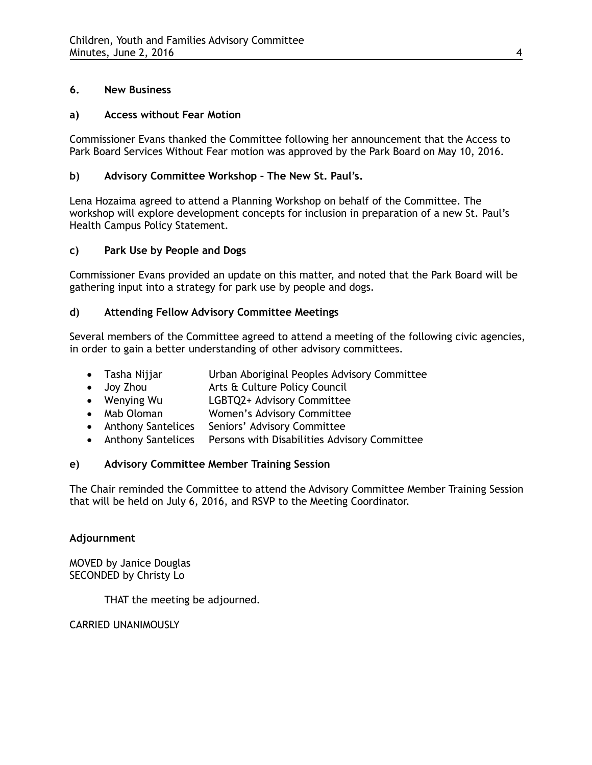## 6. New Business

### a) Access without Fear Motion

Commissioner Evans thanked the Committee following her announcement that the Access to Park Board Services Without Fear motion was approved by the Park Board on May 10, 2016.

### b) Advisory Committee Workshop – The New St. Paul's.

Lena Hozaima agreed to attend a Planning Workshop on behalf of the Committee. The workshop will explore development concepts for inclusion in preparation of a new St. Paul's Health Campus Policy Statement.

### c) Park Use by People and Dogs

Commissioner Evans provided an update on this matter, and noted that the Park Board will be gathering input into a strategy for park use by people and dogs.

### d) Attending Fellow Advisory Committee Meetings

Several members of the Committee agreed to attend a meeting of the following civic agencies, in order to gain a better understanding of other advisory committees.

- Tasha Nijjar — Urban Aboriginal Peoples Advisory Committee
- Joy Zhou — Arts & Culture Policy Council
- Wenying Wu — LGBTQ2+ Advisory Committee
- Mab Oloman — Women's Advisory Committee
- Anthony Santelices — Seniors' Advisory Committee
- Anthony Santelices — Persons with Disabilities Advisory Committee

### e) Advisory Committee Member Training Session

The Chair reminded the Committee to attend the Advisory Committee Member Training Session that will be held on July 6, 2016, and RSVP to the Meeting Coordinator.

## Adjournment

MOVED by Janice Douglas
SECONDED by Christy Lo

> THAT the meeting be adjourned.

CARRIED UNANIMOUSLY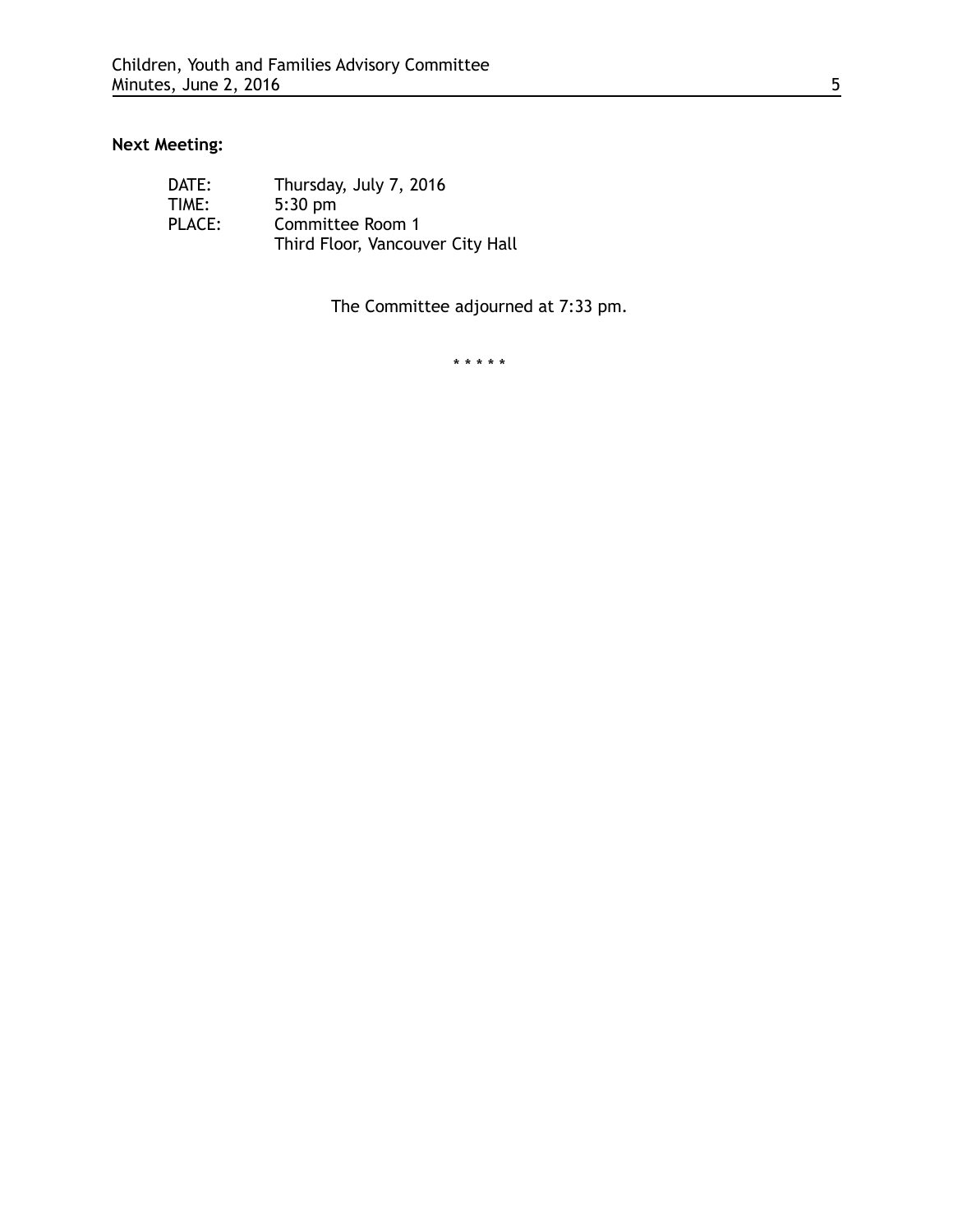**Next Meeting:**

| | |
|---|---|
| DATE: | Thursday, July 7, 2016 |
| TIME: | 5:30 pm |
| PLACE: | Committee Room 1<br>Third Floor, Vancouver City Hall |

The Committee adjourned at 7:33 pm.

* * * * *